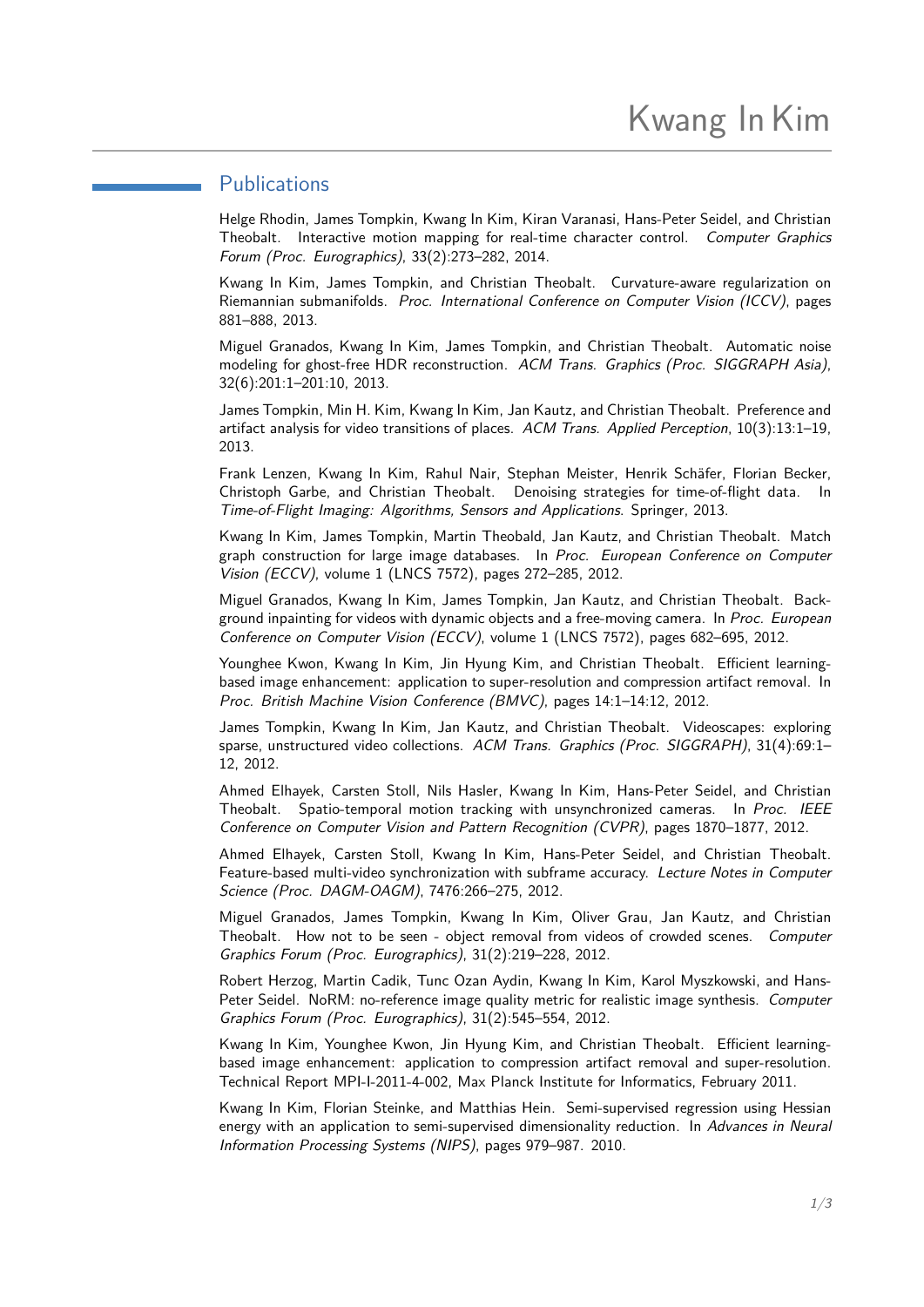# Kwang In Kim

## Publications

Helge Rhodin, James Tompkin, Kwang In Kim, Kiran Varanasi, Hans-Peter Seidel, and Christian Theobalt. Interactive motion mapping for real-time character control. *Computer Graphics Forum (Proc. Eurographics)*, 33(2):273–282, 2014.

Kwang In Kim, James Tompkin, and Christian Theobalt. Curvature-aware regularization on Riemannian submanifolds. *Proc. International Conference on Computer Vision (ICCV)*, pages 881–888, 2013.

Miguel Granados, Kwang In Kim, James Tompkin, and Christian Theobalt. Automatic noise modeling for ghost-free HDR reconstruction. *ACM Trans. Graphics (Proc. SIGGRAPH Asia)*, 32(6):201:1–201:10, 2013.

James Tompkin, Min H. Kim, Kwang In Kim, Jan Kautz, and Christian Theobalt. Preference and artifact analysis for video transitions of places. *ACM Trans. Applied Perception*, 10(3):13:1–19, 2013.

Frank Lenzen, Kwang In Kim, Rahul Nair, Stephan Meister, Henrik Schäfer, Florian Becker, Christoph Garbe, and Christian Theobalt. Denoising strategies for time-of-flight data. In *Time-of-Flight Imaging: Algorithms, Sensors and Applications.* Springer, 2013.

Kwang In Kim, James Tompkin, Martin Theobald, Jan Kautz, and Christian Theobalt. Match graph construction for large image databases. In *Proc. European Conference on Computer Vision (ECCV)*, volume 1 (LNCS 7572), pages 272–285, 2012.

Miguel Granados, Kwang In Kim, James Tompkin, Jan Kautz, and Christian Theobalt. Background inpainting for videos with dynamic objects and a free-moving camera. In *Proc. European Conference on Computer Vision (ECCV)*, volume 1 (LNCS 7572), pages 682–695, 2012.

Younghee Kwon, Kwang In Kim, Jin Hyung Kim, and Christian Theobalt. Efficient learning-based image enhancement: application to super-resolution and compression artifact removal. In *Proc. British Machine Vision Conference (BMVC)*, pages 14:1–14:12, 2012.

James Tompkin, Kwang In Kim, Jan Kautz, and Christian Theobalt. Videoscapes: exploring sparse, unstructured video collections. *ACM Trans. Graphics (Proc. SIGGRAPH)*, 31(4):69:1–12, 2012.

Ahmed Elhayek, Carsten Stoll, Nils Hasler, Kwang In Kim, Hans-Peter Seidel, and Christian Theobalt. Spatio-temporal motion tracking with unsynchronized cameras. In *Proc. IEEE Conference on Computer Vision and Pattern Recognition (CVPR)*, pages 1870–1877, 2012.

Ahmed Elhayek, Carsten Stoll, Kwang In Kim, Hans-Peter Seidel, and Christian Theobalt. Feature-based multi-video synchronization with subframe accuracy. *Lecture Notes in Computer Science (Proc. DAGM-OAGM)*, 7476:266–275, 2012.

Miguel Granados, James Tompkin, Kwang In Kim, Oliver Grau, Jan Kautz, and Christian Theobalt. How not to be seen - object removal from videos of crowded scenes. *Computer Graphics Forum (Proc. Eurographics)*, 31(2):219–228, 2012.

Robert Herzog, Martin Cadik, Tunc Ozan Aydin, Kwang In Kim, Karol Myszkowski, and Hans-Peter Seidel. NoRM: no-reference image quality metric for realistic image synthesis. *Computer Graphics Forum (Proc. Eurographics)*, 31(2):545–554, 2012.

Kwang In Kim, Younghee Kwon, Jin Hyung Kim, and Christian Theobalt. Efficient learning-based image enhancement: application to compression artifact removal and super-resolution. Technical Report MPI-I-2011-4-002, Max Planck Institute for Informatics, February 2011.

Kwang In Kim, Florian Steinke, and Matthias Hein. Semi-supervised regression using Hessian energy with an application to semi-supervised dimensionality reduction. In *Advances in Neural Information Processing Systems (NIPS)*, pages 979–987. 2010.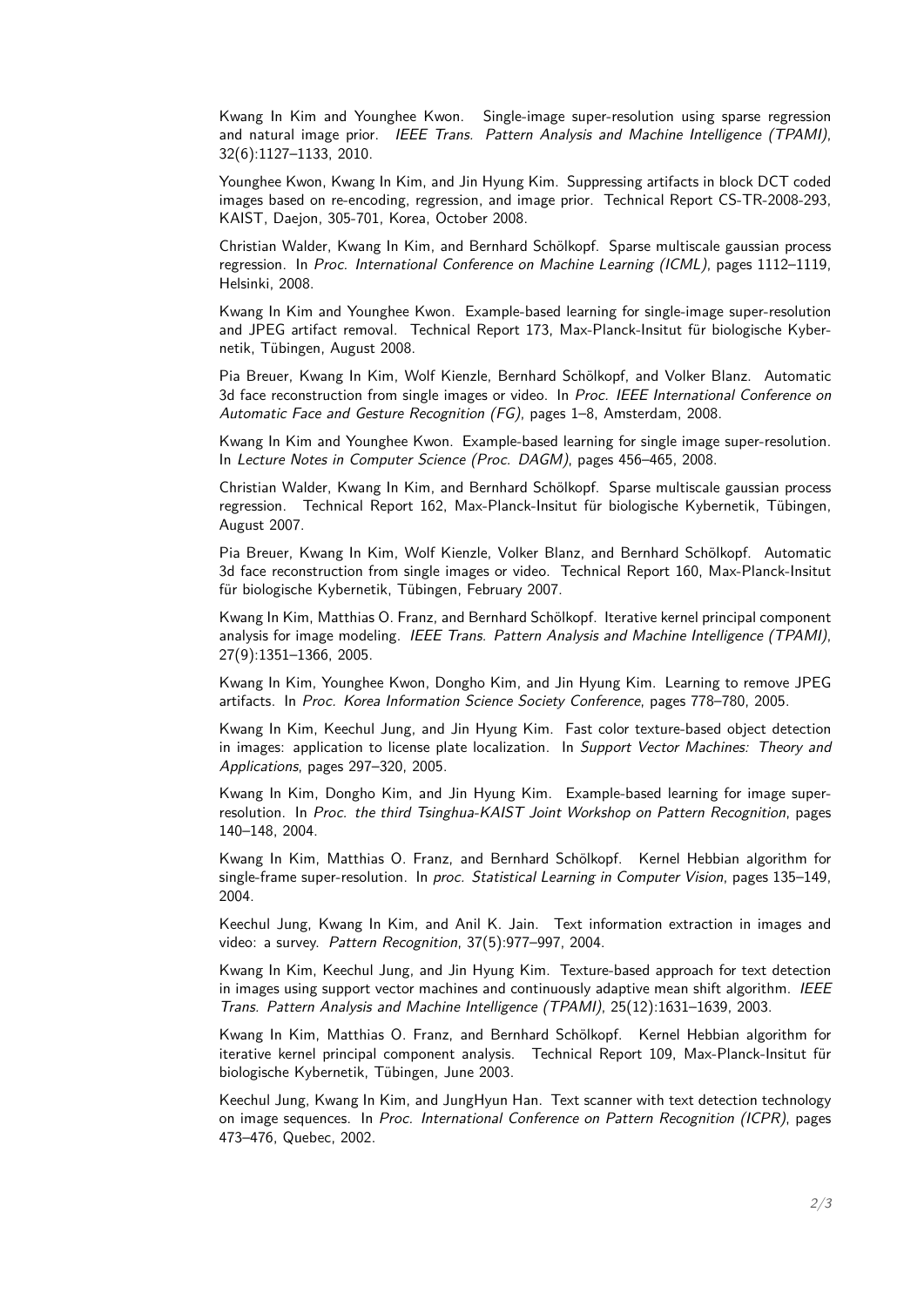Kwang In Kim and Younghee Kwon. Single-image super-resolution using sparse regression and natural image prior. *IEEE Trans. Pattern Analysis and Machine Intelligence (TPAMI)*, 32(6):1127–1133, 2010.

Younghee Kwon, Kwang In Kim, and Jin Hyung Kim. Suppressing artifacts in block DCT coded images based on re-encoding, regression, and image prior. Technical Report CS-TR-2008-293, KAIST, Daejon, 305-701, Korea, October 2008.

Christian Walder, Kwang In Kim, and Bernhard Schölkopf. Sparse multiscale gaussian process regression. In *Proc. International Conference on Machine Learning (ICML)*, pages 1112–1119, Helsinki, 2008.

Kwang In Kim and Younghee Kwon. Example-based learning for single-image super-resolution and JPEG artifact removal. Technical Report 173, Max-Planck-Insitut für biologische Kybernetik, Tübingen, August 2008.

Pia Breuer, Kwang In Kim, Wolf Kienzle, Bernhard Schölkopf, and Volker Blanz. Automatic 3d face reconstruction from single images or video. In *Proc. IEEE International Conference on Automatic Face and Gesture Recognition (FG)*, pages 1–8, Amsterdam, 2008.

Kwang In Kim and Younghee Kwon. Example-based learning for single image super-resolution. In *Lecture Notes in Computer Science (Proc. DAGM)*, pages 456–465, 2008.

Christian Walder, Kwang In Kim, and Bernhard Schölkopf. Sparse multiscale gaussian process regression. Technical Report 162, Max-Planck-Insitut für biologische Kybernetik, Tübingen, August 2007.

Pia Breuer, Kwang In Kim, Wolf Kienzle, Volker Blanz, and Bernhard Schölkopf. Automatic 3d face reconstruction from single images or video. Technical Report 160, Max-Planck-Insitut für biologische Kybernetik, Tübingen, February 2007.

Kwang In Kim, Matthias O. Franz, and Bernhard Schölkopf. Iterative kernel principal component analysis for image modeling. *IEEE Trans. Pattern Analysis and Machine Intelligence (TPAMI)*, 27(9):1351–1366, 2005.

Kwang In Kim, Younghee Kwon, Dongho Kim, and Jin Hyung Kim. Learning to remove JPEG artifacts. In *Proc. Korea Information Science Society Conference*, pages 778–780, 2005.

Kwang In Kim, Keechul Jung, and Jin Hyung Kim. Fast color texture-based object detection in images: application to license plate localization. In *Support Vector Machines: Theory and Applications*, pages 297–320, 2005.

Kwang In Kim, Dongho Kim, and Jin Hyung Kim. Example-based learning for image super-resolution. In *Proc. the third Tsinghua-KAIST Joint Workshop on Pattern Recognition*, pages 140–148, 2004.

Kwang In Kim, Matthias O. Franz, and Bernhard Schölkopf. Kernel Hebbian algorithm for single-frame super-resolution. In *proc. Statistical Learning in Computer Vision*, pages 135–149, 2004.

Keechul Jung, Kwang In Kim, and Anil K. Jain. Text information extraction in images and video: a survey. *Pattern Recognition*, 37(5):977–997, 2004.

Kwang In Kim, Keechul Jung, and Jin Hyung Kim. Texture-based approach for text detection in images using support vector machines and continuously adaptive mean shift algorithm. *IEEE Trans. Pattern Analysis and Machine Intelligence (TPAMI)*, 25(12):1631–1639, 2003.

Kwang In Kim, Matthias O. Franz, and Bernhard Schölkopf. Kernel Hebbian algorithm for iterative kernel principal component analysis. Technical Report 109, Max-Planck-Insitut für biologische Kybernetik, Tübingen, June 2003.

Keechul Jung, Kwang In Kim, and JungHyun Han. Text scanner with text detection technology on image sequences. In *Proc. International Conference on Pattern Recognition (ICPR)*, pages 473–476, Quebec, 2002.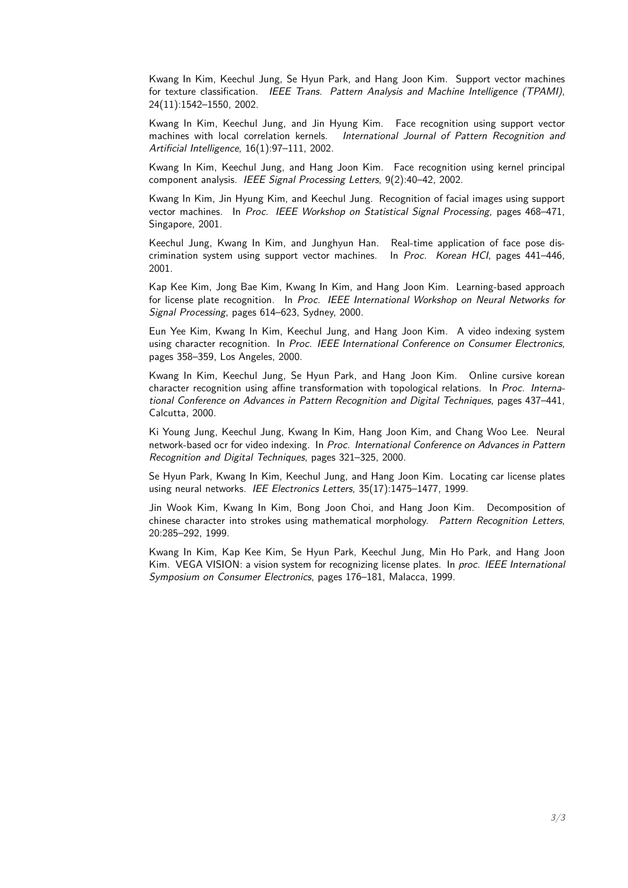Kwang In Kim, Keechul Jung, Se Hyun Park, and Hang Joon Kim. Support vector machines for texture classification. *IEEE Trans. Pattern Analysis and Machine Intelligence (TPAMI)*, 24(11):1542–1550, 2002.

Kwang In Kim, Keechul Jung, and Jin Hyung Kim. Face recognition using support vector machines with local correlation kernels. *International Journal of Pattern Recognition and Artificial Intelligence*, 16(1):97–111, 2002.

Kwang In Kim, Keechul Jung, and Hang Joon Kim. Face recognition using kernel principal component analysis. *IEEE Signal Processing Letters*, 9(2):40–42, 2002.

Kwang In Kim, Jin Hyung Kim, and Keechul Jung. Recognition of facial images using support vector machines. In *Proc. IEEE Workshop on Statistical Signal Processing*, pages 468–471, Singapore, 2001.

Keechul Jung, Kwang In Kim, and Junghyun Han. Real-time application of face pose discrimination system using support vector machines. In *Proc. Korean HCI*, pages 441–446, 2001.

Kap Kee Kim, Jong Bae Kim, Kwang In Kim, and Hang Joon Kim. Learning-based approach for license plate recognition. In *Proc. IEEE International Workshop on Neural Networks for Signal Processing*, pages 614–623, Sydney, 2000.

Eun Yee Kim, Kwang In Kim, Keechul Jung, and Hang Joon Kim. A video indexing system using character recognition. In *Proc. IEEE International Conference on Consumer Electronics*, pages 358–359, Los Angeles, 2000.

Kwang In Kim, Keechul Jung, Se Hyun Park, and Hang Joon Kim. Online cursive korean character recognition using affine transformation with topological relations. In *Proc. International Conference on Advances in Pattern Recognition and Digital Techniques*, pages 437–441, Calcutta, 2000.

Ki Young Jung, Keechul Jung, Kwang In Kim, Hang Joon Kim, and Chang Woo Lee. Neural network-based ocr for video indexing. In *Proc. International Conference on Advances in Pattern Recognition and Digital Techniques*, pages 321–325, 2000.

Se Hyun Park, Kwang In Kim, Keechul Jung, and Hang Joon Kim. Locating car license plates using neural networks. *IEE Electronics Letters*, 35(17):1475–1477, 1999.

Jin Wook Kim, Kwang In Kim, Bong Joon Choi, and Hang Joon Kim. Decomposition of chinese character into strokes using mathematical morphology. *Pattern Recognition Letters*, 20:285–292, 1999.

Kwang In Kim, Kap Kee Kim, Se Hyun Park, Keechul Jung, Min Ho Park, and Hang Joon Kim. VEGA VISION: a vision system for recognizing license plates. In *proc. IEEE International Symposium on Consumer Electronics*, pages 176–181, Malacca, 1999.